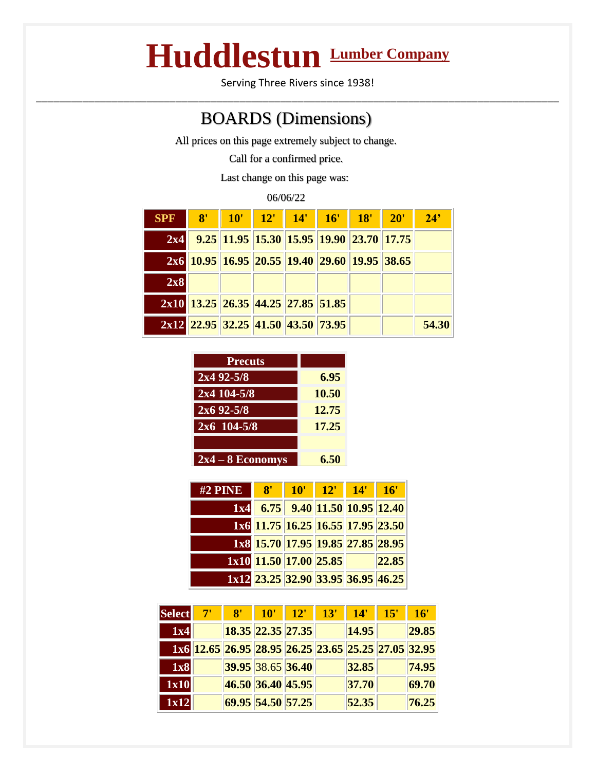# Huddlestun Lumber Company

Serving Three Rivers since 1938!

---

## BOARDS (Dimensions)

All prices on this page extremely subject to change.

Call for a confirmed price.

Last change on this page was:

06/06/22

| SPF | 8' | 10' | 12' | 14' | 16' | 18' | 20' | 24' |
|---|---|---|---|---|---|---|---|---|
| 2x4 | 9.25 | 11.95 | 15.30 | 15.95 | 19.90 | 23.70 | 17.75 | |
| 2x6 | 10.95 | 16.95 | 20.55 | 19.40 | 29.60 | 19.95 | 38.65 | |
| 2x8 | | | | | | | | |
| 2x10 | 13.25 | 26.35 | 44.25 | 27.85 | 51.85 | | | |
| 2x12 | 22.95 | 32.25 | 41.50 | 43.50 | 73.95 | | | 54.30 |

| Precuts | |
|---|---|
| 2x4 92-5/8 | 6.95 |
| 2x4 104-5/8 | 10.50 |
| 2x6 92-5/8 | 12.75 |
| 2x6 104-5/8 | 17.25 |
| | |
| 2x4 – 8 Economys | 6.50 |

| #2 PINE | 8' | 10' | 12' | 14' | 16' |
|---|---|---|---|---|---|
| 1x4 | 6.75 | 9.40 | 11.50 | 10.95 | 12.40 |
| 1x6 | 11.75 | 16.25 | 16.55 | 17.95 | 23.50 |
| 1x8 | 15.70 | 17.95 | 19.85 | 27.85 | 28.95 |
| 1x10 | 11.50 | 17.00 | 25.85 | | 22.85 |
| 1x12 | 23.25 | 32.90 | 33.95 | 36.95 | 46.25 |

| Select | 7' | 8' | 10' | 12' | 13' | 14' | 15' | 16' |
|---|---|---|---|---|---|---|---|---|
| 1x4 | | 18.35 | 22.35 | 27.35 | | 14.95 | | 29.85 |
| 1x6 | 12.65 | 26.95 | 28.95 | 26.25 | 23.65 | 25.25 | 27.05 | 32.95 |
| 1x8 | | 39.95 | 38.65 | 36.40 | | 32.85 | | 74.95 |
| 1x10 | | 46.50 | 36.40 | 45.95 | | 37.70 | | 69.70 |
| 1x12 | | 69.95 | 54.50 | 57.25 | | 52.35 | | 76.25 |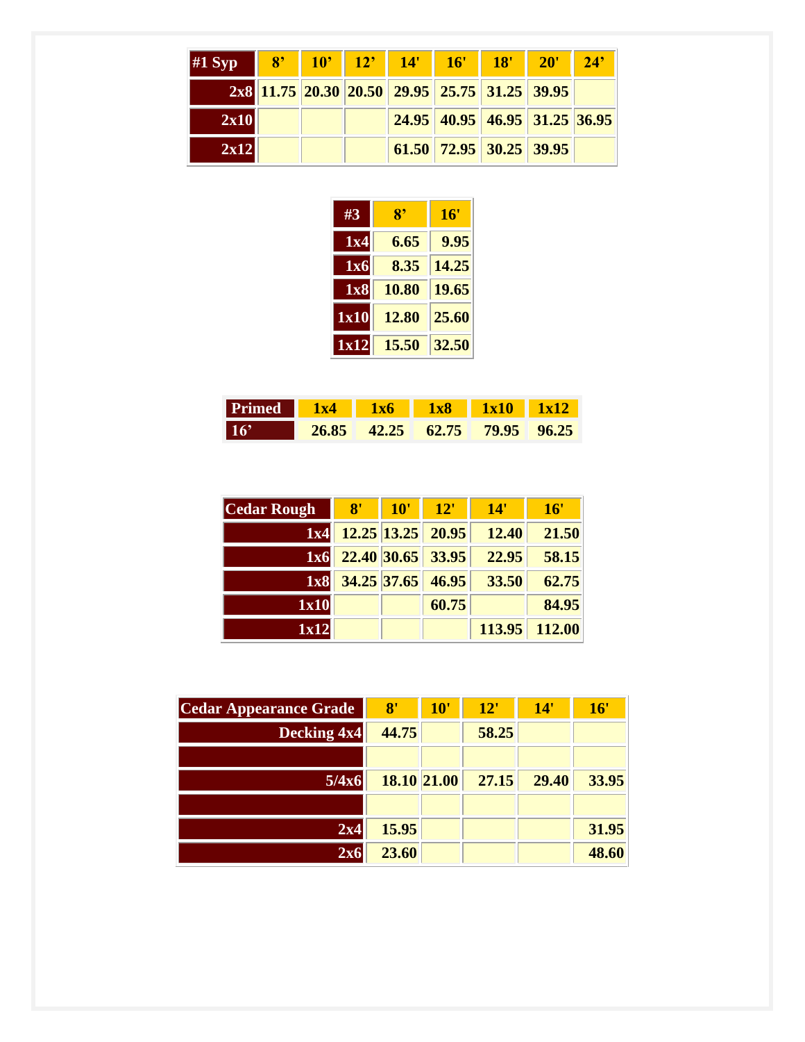| #1 Syp | 8’ | 10’ | 12’ | 14' | 16' | 18' | 20' | 24’ |
|---|---|---|---|---|---|---|---|---|
| 2x8 | 11.75 | 20.30 | 20.50 | 29.95 | 25.75 | 31.25 | 39.95 | |
| 2x10 | | | | 24.95 | 40.95 | 46.95 | 31.25 | 36.95 |
| 2x12 | | | | 61.50 | 72.95 | 30.25 | 39.95 | |

| #3 | 8’ | 16' |
|---|---|---|
| 1x4 | 6.65 | 9.95 |
| 1x6 | 8.35 | 14.25 |
| 1x8 | 10.80 | 19.65 |
| 1x10 | 12.80 | 25.60 |
| 1x12 | 15.50 | 32.50 |

| Primed | 1x4 | 1x6 | 1x8 | 1x10 | 1x12 |
|---|---|---|---|---|---|
| 16’ | 26.85 | 42.25 | 62.75 | 79.95 | 96.25 |

| Cedar Rough | 8' | 10' | 12' | 14' | 16' |
|---|---|---|---|---|---|
| 1x4 | 12.25 | 13.25 | 20.95 | 12.40 | 21.50 |
| 1x6 | 22.40 | 30.65 | 33.95 | 22.95 | 58.15 |
| 1x8 | 34.25 | 37.65 | 46.95 | 33.50 | 62.75 |
| 1x10 | | | 60.75 | | 84.95 |
| 1x12 | | | | 113.95 | 112.00 |

| Cedar Appearance Grade | 8' | 10' | 12' | 14' | 16' |
|---|---|---|---|---|---|
| Decking 4x4 | 44.75 | | 58.25 | | |
| | | | | | |
| 5/4x6 | 18.10 | 21.00 | 27.15 | 29.40 | 33.95 |
| | | | | | |
| 2x4 | 15.95 | | | | 31.95 |
| 2x6 | 23.60 | | | | 48.60 |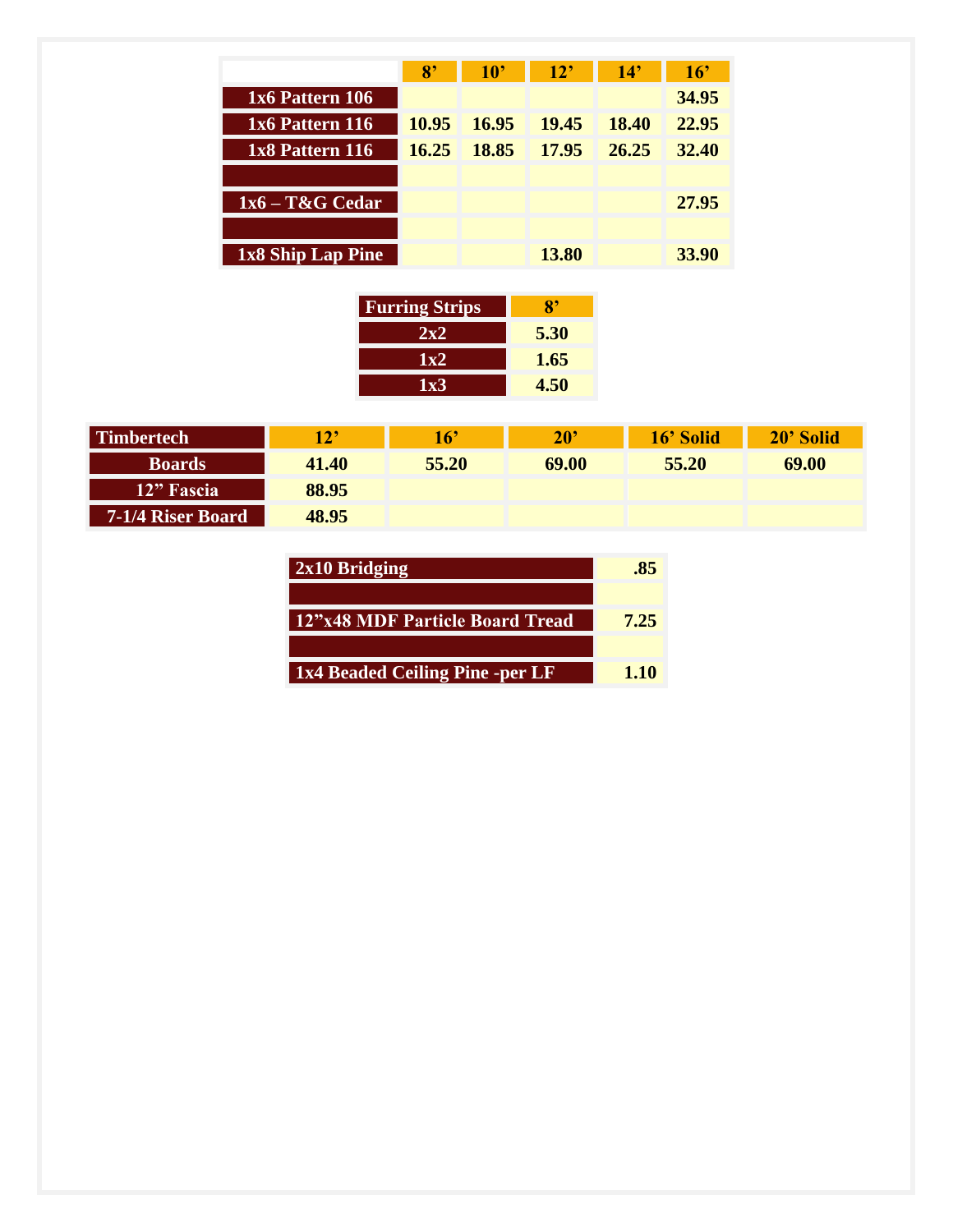| | 8’ | 10’ | 12’ | 14’ | 16’ |
|---|---|---|---|---|---|
| 1x6 Pattern 106 | | | | | 34.95 |
| 1x6 Pattern 116 | 10.95 | 16.95 | 19.45 | 18.40 | 22.95 |
| 1x8 Pattern 116 | 16.25 | 18.85 | 17.95 | 26.25 | 32.40 |
| | | | | | |
| 1x6 – T&G Cedar | | | | | 27.95 |
| | | | | | |
| 1x8 Ship Lap Pine | | | 13.80 | | 33.90 |

| Furring Strips | 8’ |
|---|---|
| 2x2 | 5.30 |
| 1x2 | 1.65 |
| 1x3 | 4.50 |

| Timbertech | 12’ | 16’ | 20’ | 16’ Solid | 20’ Solid |
|---|---|---|---|---|---|
| Boards | 41.40 | 55.20 | 69.00 | 55.20 | 69.00 |
| 12” Fascia | 88.95 | | | | |
| 7-1/4 Riser Board | 48.95 | | | | |

| | |
|---|---|
| 2x10 Bridging | .85 |
| | |
| 12”x48 MDF Particle Board Tread | 7.25 |
| | |
| 1x4 Beaded Ceiling Pine -per LF | 1.10 |